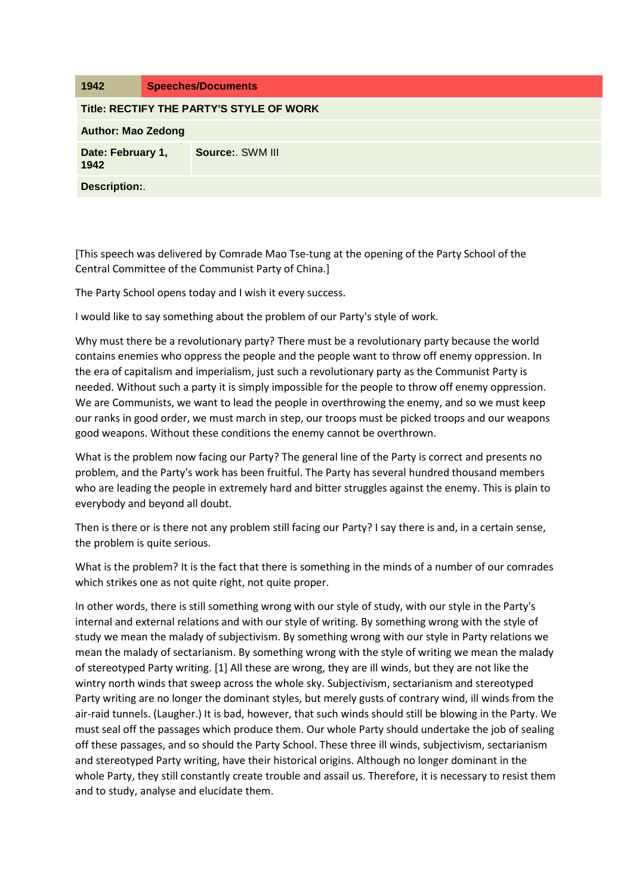| 1942 | Speeches/Documents |
|---|---|
| **Title: RECTIFY THE PARTY'S STYLE OF WORK** | |
| **Author: Mao Zedong** | |
| **Date: February 1, 1942** | **Source:**. SWM III |
| **Description:**. | |

[This speech was delivered by Comrade Mao Tse-tung at the opening of the Party School of the Central Committee of the Communist Party of China.]

The Party School opens today and I wish it every success.

I would like to say something about the problem of our Party's style of work.

Why must there be a revolutionary party? There must be a revolutionary party because the world contains enemies who oppress the people and the people want to throw off enemy oppression. In the era of capitalism and imperialism, just such a revolutionary party as the Communist Party is needed. Without such a party it is simply impossible for the people to throw off enemy oppression. We are Communists, we want to lead the people in overthrowing the enemy, and so we must keep our ranks in good order, we must march in step, our troops must be picked troops and our weapons good weapons. Without these conditions the enemy cannot be overthrown.

What is the problem now facing our Party? The general line of the Party is correct and presents no problem, and the Party's work has been fruitful. The Party has several hundred thousand members who are leading the people in extremely hard and bitter struggles against the enemy. This is plain to everybody and beyond all doubt.

Then is there or is there not any problem still facing our Party? I say there is and, in a certain sense, the problem is quite serious.

What is the problem? It is the fact that there is something in the minds of a number of our comrades which strikes one as not quite right, not quite proper.

In other words, there is still something wrong with our style of study, with our style in the Party's internal and external relations and with our style of writing. By something wrong with the style of study we mean the malady of subjectivism. By something wrong with our style in Party relations we mean the malady of sectarianism. By something wrong with the style of writing we mean the malady of stereotyped Party writing. [1] All these are wrong, they are ill winds, but they are not like the wintry north winds that sweep across the whole sky. Subjectivism, sectarianism and stereotyped Party writing are no longer the dominant styles, but merely gusts of contrary wind, ill winds from the air-raid tunnels. (Laughter.) It is bad, however, that such winds should still be blowing in the Party. We must seal off the passages which produce them. Our whole Party should undertake the job of sealing off these passages, and so should the Party School. These three ill winds, subjectivism, sectarianism and stereotyped Party writing, have their historical origins. Although no longer dominant in the whole Party, they still constantly create trouble and assail us. Therefore, it is necessary to resist them and to study, analyse and elucidate them.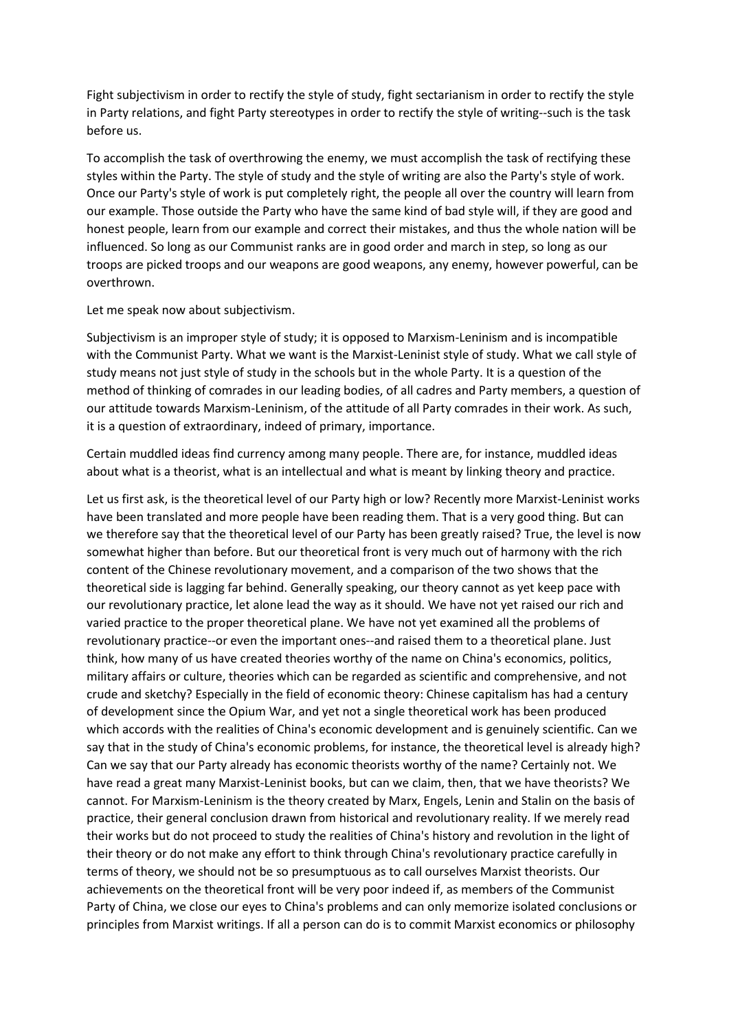Fight subjectivism in order to rectify the style of study, fight sectarianism in order to rectify the style in Party relations, and fight Party stereotypes in order to rectify the style of writing--such is the task before us.

To accomplish the task of overthrowing the enemy, we must accomplish the task of rectifying these styles within the Party. The style of study and the style of writing are also the Party's style of work. Once our Party's style of work is put completely right, the people all over the country will learn from our example. Those outside the Party who have the same kind of bad style will, if they are good and honest people, learn from our example and correct their mistakes, and thus the whole nation will be influenced. So long as our Communist ranks are in good order and march in step, so long as our troops are picked troops and our weapons are good weapons, any enemy, however powerful, can be overthrown.

Let me speak now about subjectivism.

Subjectivism is an improper style of study; it is opposed to Marxism-Leninism and is incompatible with the Communist Party. What we want is the Marxist-Leninist style of study. What we call style of study means not just style of study in the schools but in the whole Party. It is a question of the method of thinking of comrades in our leading bodies, of all cadres and Party members, a question of our attitude towards Marxism-Leninism, of the attitude of all Party comrades in their work. As such, it is a question of extraordinary, indeed of primary, importance.

Certain muddled ideas find currency among many people. There are, for instance, muddled ideas about what is a theorist, what is an intellectual and what is meant by linking theory and practice.

Let us first ask, is the theoretical level of our Party high or low? Recently more Marxist-Leninist works have been translated and more people have been reading them. That is a very good thing. But can we therefore say that the theoretical level of our Party has been greatly raised? True, the level is now somewhat higher than before. But our theoretical front is very much out of harmony with the rich content of the Chinese revolutionary movement, and a comparison of the two shows that the theoretical side is lagging far behind. Generally speaking, our theory cannot as yet keep pace with our revolutionary practice, let alone lead the way as it should. We have not yet raised our rich and varied practice to the proper theoretical plane. We have not yet examined all the problems of revolutionary practice--or even the important ones--and raised them to a theoretical plane. Just think, how many of us have created theories worthy of the name on China's economics, politics, military affairs or culture, theories which can be regarded as scientific and comprehensive, and not crude and sketchy? Especially in the field of economic theory: Chinese capitalism has had a century of development since the Opium War, and yet not a single theoretical work has been produced which accords with the realities of China's economic development and is genuinely scientific. Can we say that in the study of China's economic problems, for instance, the theoretical level is already high? Can we say that our Party already has economic theorists worthy of the name? Certainly not. We have read a great many Marxist-Leninist books, but can we claim, then, that we have theorists? We cannot. For Marxism-Leninism is the theory created by Marx, Engels, Lenin and Stalin on the basis of practice, their general conclusion drawn from historical and revolutionary reality. If we merely read their works but do not proceed to study the realities of China's history and revolution in the light of their theory or do not make any effort to think through China's revolutionary practice carefully in terms of theory, we should not be so presumptuous as to call ourselves Marxist theorists. Our achievements on the theoretical front will be very poor indeed if, as members of the Communist Party of China, we close our eyes to China's problems and can only memorize isolated conclusions or principles from Marxist writings. If all a person can do is to commit Marxist economics or philosophy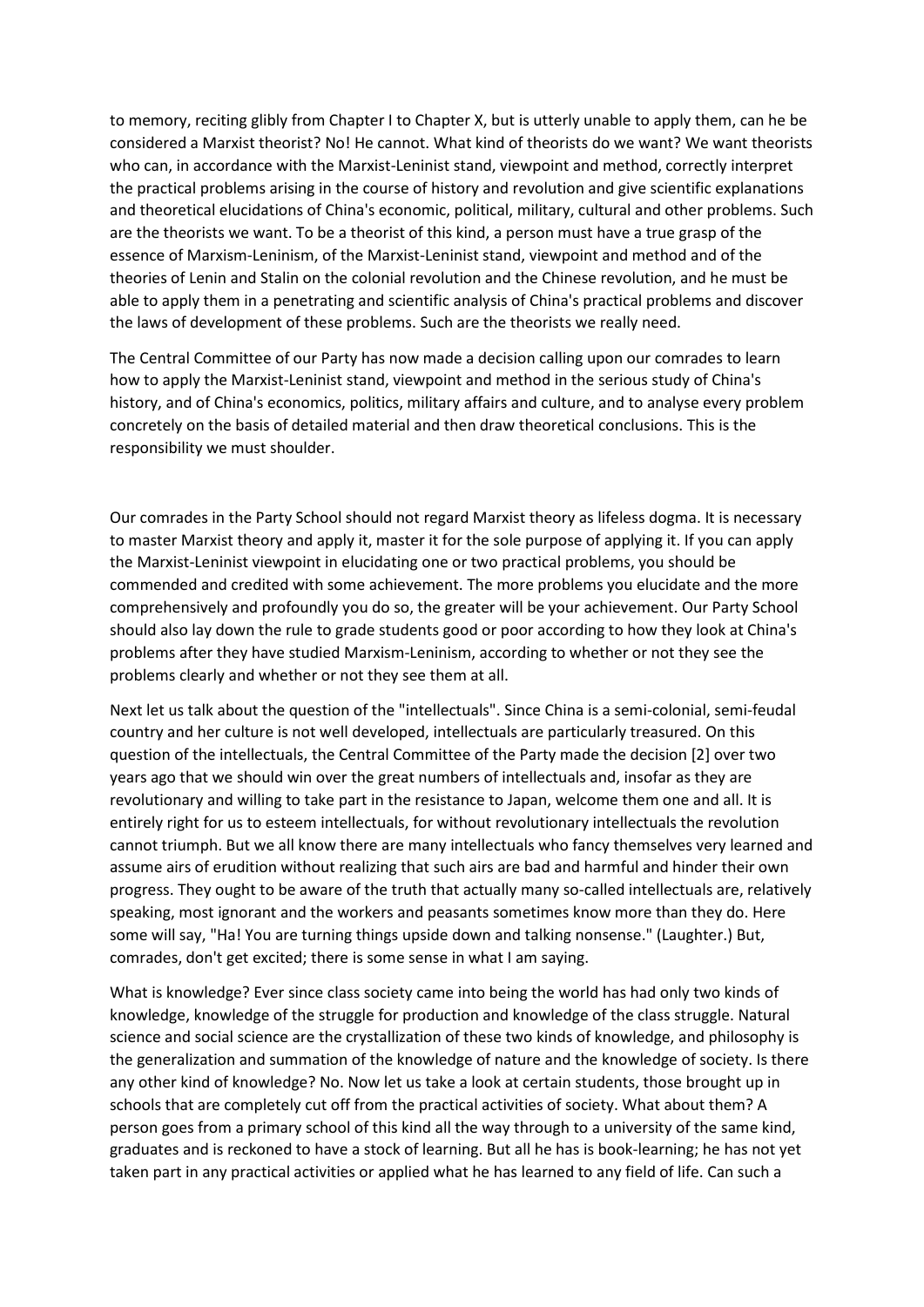to memory, reciting glibly from Chapter I to Chapter X, but is utterly unable to apply them, can he be considered a Marxist theorist? No! He cannot. What kind of theorists do we want? We want theorists who can, in accordance with the Marxist-Leninist stand, viewpoint and method, correctly interpret the practical problems arising in the course of history and revolution and give scientific explanations and theoretical elucidations of China's economic, political, military, cultural and other problems. Such are the theorists we want. To be a theorist of this kind, a person must have a true grasp of the essence of Marxism-Leninism, of the Marxist-Leninist stand, viewpoint and method and of the theories of Lenin and Stalin on the colonial revolution and the Chinese revolution, and he must be able to apply them in a penetrating and scientific analysis of China's practical problems and discover the laws of development of these problems. Such are the theorists we really need.

The Central Committee of our Party has now made a decision calling upon our comrades to learn how to apply the Marxist-Leninist stand, viewpoint and method in the serious study of China's history, and of China's economics, politics, military affairs and culture, and to analyse every problem concretely on the basis of detailed material and then draw theoretical conclusions. This is the responsibility we must shoulder.

Our comrades in the Party School should not regard Marxist theory as lifeless dogma. It is necessary to master Marxist theory and apply it, master it for the sole purpose of applying it. If you can apply the Marxist-Leninist viewpoint in elucidating one or two practical problems, you should be commended and credited with some achievement. The more problems you elucidate and the more comprehensively and profoundly you do so, the greater will be your achievement. Our Party School should also lay down the rule to grade students good or poor according to how they look at China's problems after they have studied Marxism-Leninism, according to whether or not they see the problems clearly and whether or not they see them at all.

Next let us talk about the question of the "intellectuals". Since China is a semi-colonial, semi-feudal country and her culture is not well developed, intellectuals are particularly treasured. On this question of the intellectuals, the Central Committee of the Party made the decision [2] over two years ago that we should win over the great numbers of intellectuals and, insofar as they are revolutionary and willing to take part in the resistance to Japan, welcome them one and all. It is entirely right for us to esteem intellectuals, for without revolutionary intellectuals the revolution cannot triumph. But we all know there are many intellectuals who fancy themselves very learned and assume airs of erudition without realizing that such airs are bad and harmful and hinder their own progress. They ought to be aware of the truth that actually many so-called intellectuals are, relatively speaking, most ignorant and the workers and peasants sometimes know more than they do. Here some will say, "Ha! You are turning things upside down and talking nonsense." (Laughter.) But, comrades, don't get excited; there is some sense in what I am saying.

What is knowledge? Ever since class society came into being the world has had only two kinds of knowledge, knowledge of the struggle for production and knowledge of the class struggle. Natural science and social science are the crystallization of these two kinds of knowledge, and philosophy is the generalization and summation of the knowledge of nature and the knowledge of society. Is there any other kind of knowledge? No. Now let us take a look at certain students, those brought up in schools that are completely cut off from the practical activities of society. What about them? A person goes from a primary school of this kind all the way through to a university of the same kind, graduates and is reckoned to have a stock of learning. But all he has is book-learning; he has not yet taken part in any practical activities or applied what he has learned to any field of life. Can such a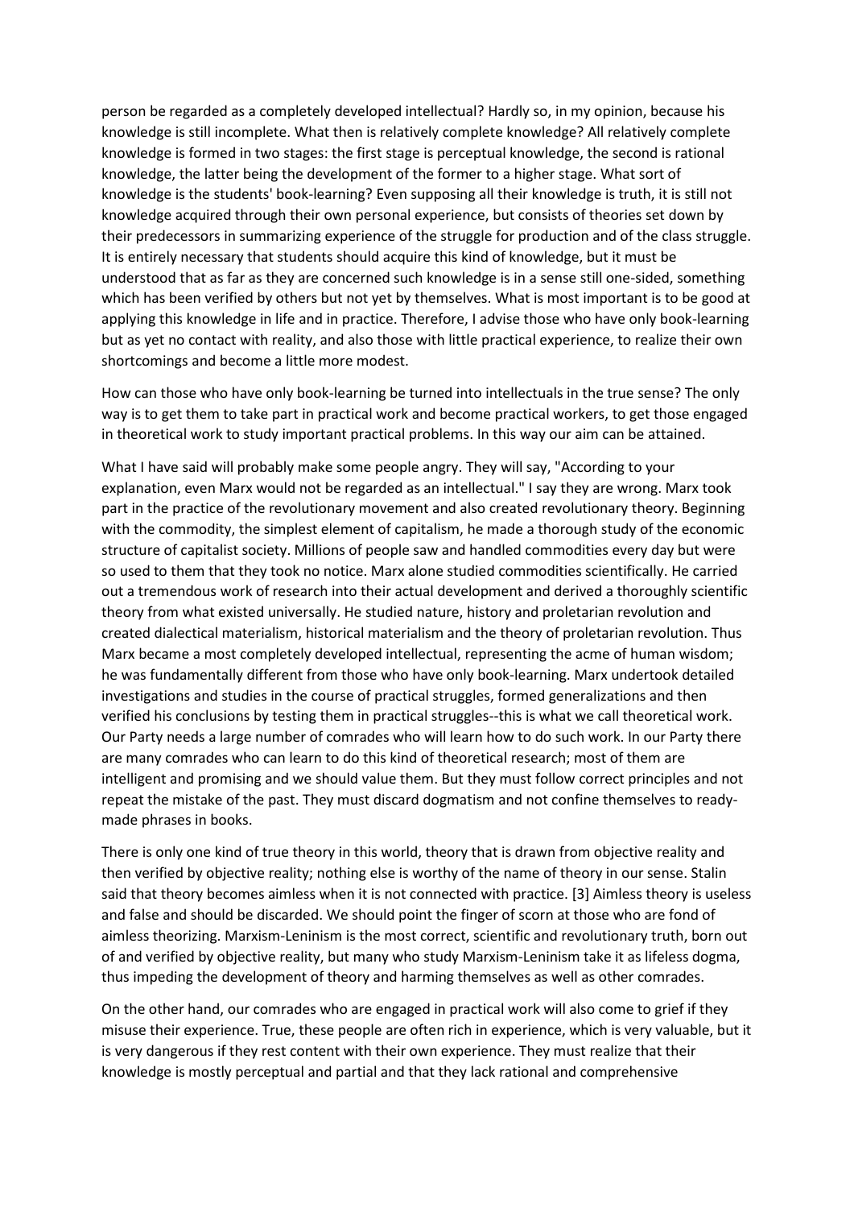person be regarded as a completely developed intellectual? Hardly so, in my opinion, because his knowledge is still incomplete. What then is relatively complete knowledge? All relatively complete knowledge is formed in two stages: the first stage is perceptual knowledge, the second is rational knowledge, the latter being the development of the former to a higher stage. What sort of knowledge is the students' book-learning? Even supposing all their knowledge is truth, it is still not knowledge acquired through their own personal experience, but consists of theories set down by their predecessors in summarizing experience of the struggle for production and of the class struggle. It is entirely necessary that students should acquire this kind of knowledge, but it must be understood that as far as they are concerned such knowledge is in a sense still one-sided, something which has been verified by others but not yet by themselves. What is most important is to be good at applying this knowledge in life and in practice. Therefore, I advise those who have only book-learning but as yet no contact with reality, and also those with little practical experience, to realize their own shortcomings and become a little more modest.

How can those who have only book-learning be turned into intellectuals in the true sense? The only way is to get them to take part in practical work and become practical workers, to get those engaged in theoretical work to study important practical problems. In this way our aim can be attained.

What I have said will probably make some people angry. They will say, "According to your explanation, even Marx would not be regarded as an intellectual." I say they are wrong. Marx took part in the practice of the revolutionary movement and also created revolutionary theory. Beginning with the commodity, the simplest element of capitalism, he made a thorough study of the economic structure of capitalist society. Millions of people saw and handled commodities every day but were so used to them that they took no notice. Marx alone studied commodities scientifically. He carried out a tremendous work of research into their actual development and derived a thoroughly scientific theory from what existed universally. He studied nature, history and proletarian revolution and created dialectical materialism, historical materialism and the theory of proletarian revolution. Thus Marx became a most completely developed intellectual, representing the acme of human wisdom; he was fundamentally different from those who have only book-learning. Marx undertook detailed investigations and studies in the course of practical struggles, formed generalizations and then verified his conclusions by testing them in practical struggles--this is what we call theoretical work. Our Party needs a large number of comrades who will learn how to do such work. In our Party there are many comrades who can learn to do this kind of theoretical research; most of them are intelligent and promising and we should value them. But they must follow correct principles and not repeat the mistake of the past. They must discard dogmatism and not confine themselves to ready-made phrases in books.

There is only one kind of true theory in this world, theory that is drawn from objective reality and then verified by objective reality; nothing else is worthy of the name of theory in our sense. Stalin said that theory becomes aimless when it is not connected with practice. [3] Aimless theory is useless and false and should be discarded. We should point the finger of scorn at those who are fond of aimless theorizing. Marxism-Leninism is the most correct, scientific and revolutionary truth, born out of and verified by objective reality, but many who study Marxism-Leninism take it as lifeless dogma, thus impeding the development of theory and harming themselves as well as other comrades.

On the other hand, our comrades who are engaged in practical work will also come to grief if they misuse their experience. True, these people are often rich in experience, which is very valuable, but it is very dangerous if they rest content with their own experience. They must realize that their knowledge is mostly perceptual and partial and that they lack rational and comprehensive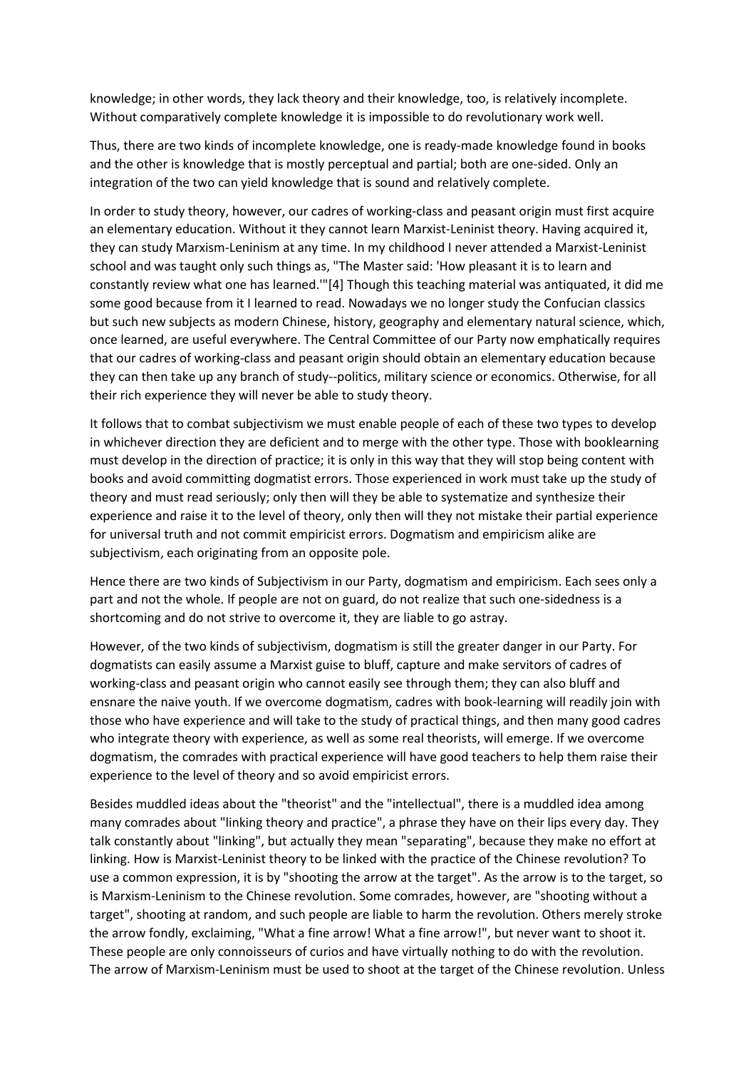knowledge; in other words, they lack theory and their knowledge, too, is relatively incomplete. Without comparatively complete knowledge it is impossible to do revolutionary work well.

Thus, there are two kinds of incomplete knowledge, one is ready-made knowledge found in books and the other is knowledge that is mostly perceptual and partial; both are one-sided. Only an integration of the two can yield knowledge that is sound and relatively complete.

In order to study theory, however, our cadres of working-class and peasant origin must first acquire an elementary education. Without it they cannot learn Marxist-Leninist theory. Having acquired it, they can study Marxism-Leninism at any time. In my childhood I never attended a Marxist-Leninist school and was taught only such things as, "The Master said: 'How pleasant it is to learn and constantly review what one has learned.'"[4] Though this teaching material was antiquated, it did me some good because from it I learned to read. Nowadays we no longer study the Confucian classics but such new subjects as modern Chinese, history, geography and elementary natural science, which, once learned, are useful everywhere. The Central Committee of our Party now emphatically requires that our cadres of working-class and peasant origin should obtain an elementary education because they can then take up any branch of study--politics, military science or economics. Otherwise, for all their rich experience they will never be able to study theory.

It follows that to combat subjectivism we must enable people of each of these two types to develop in whichever direction they are deficient and to merge with the other type. Those with booklearning must develop in the direction of practice; it is only in this way that they will stop being content with books and avoid committing dogmatist errors. Those experienced in work must take up the study of theory and must read seriously; only then will they be able to systematize and synthesize their experience and raise it to the level of theory, only then will they not mistake their partial experience for universal truth and not commit empiricist errors. Dogmatism and empiricism alike are subjectivism, each originating from an opposite pole.

Hence there are two kinds of Subjectivism in our Party, dogmatism and empiricism. Each sees only a part and not the whole. If people are not on guard, do not realize that such one-sidedness is a shortcoming and do not strive to overcome it, they are liable to go astray.

However, of the two kinds of subjectivism, dogmatism is still the greater danger in our Party. For dogmatists can easily assume a Marxist guise to bluff, capture and make servitors of cadres of working-class and peasant origin who cannot easily see through them; they can also bluff and ensnare the naive youth. If we overcome dogmatism, cadres with book-learning will readily join with those who have experience and will take to the study of practical things, and then many good cadres who integrate theory with experience, as well as some real theorists, will emerge. If we overcome dogmatism, the comrades with practical experience will have good teachers to help them raise their experience to the level of theory and so avoid empiricist errors.

Besides muddled ideas about the "theorist" and the "intellectual", there is a muddled idea among many comrades about "linking theory and practice", a phrase they have on their lips every day. They talk constantly about "linking", but actually they mean "separating", because they make no effort at linking. How is Marxist-Leninist theory to be linked with the practice of the Chinese revolution? To use a common expression, it is by "shooting the arrow at the target". As the arrow is to the target, so is Marxism-Leninism to the Chinese revolution. Some comrades, however, are "shooting without a target", shooting at random, and such people are liable to harm the revolution. Others merely stroke the arrow fondly, exclaiming, "What a fine arrow! What a fine arrow!", but never want to shoot it. These people are only connoisseurs of curios and have virtually nothing to do with the revolution. The arrow of Marxism-Leninism must be used to shoot at the target of the Chinese revolution. Unless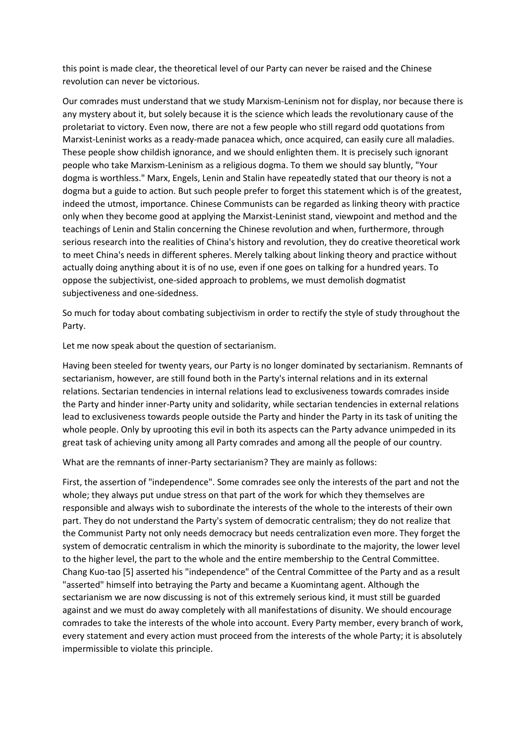this point is made clear, the theoretical level of our Party can never be raised and the Chinese revolution can never be victorious.

Our comrades must understand that we study Marxism-Leninism not for display, nor because there is any mystery about it, but solely because it is the science which leads the revolutionary cause of the proletariat to victory. Even now, there are not a few people who still regard odd quotations from Marxist-Leninist works as a ready-made panacea which, once acquired, can easily cure all maladies. These people show childish ignorance, and we should enlighten them. It is precisely such ignorant people who take Marxism-Leninism as a religious dogma. To them we should say bluntly, "Your dogma is worthless." Marx, Engels, Lenin and Stalin have repeatedly stated that our theory is not a dogma but a guide to action. But such people prefer to forget this statement which is of the greatest, indeed the utmost, importance. Chinese Communists can be regarded as linking theory with practice only when they become good at applying the Marxist-Leninist stand, viewpoint and method and the teachings of Lenin and Stalin concerning the Chinese revolution and when, furthermore, through serious research into the realities of China's history and revolution, they do creative theoretical work to meet China's needs in different spheres. Merely talking about linking theory and practice without actually doing anything about it is of no use, even if one goes on talking for a hundred years. To oppose the subjectivist, one-sided approach to problems, we must demolish dogmatist subjectiveness and one-sidedness.

So much for today about combating subjectivism in order to rectify the style of study throughout the Party.

Let me now speak about the question of sectarianism.

Having been steeled for twenty years, our Party is no longer dominated by sectarianism. Remnants of sectarianism, however, are still found both in the Party's internal relations and in its external relations. Sectarian tendencies in internal relations lead to exclusiveness towards comrades inside the Party and hinder inner-Party unity and solidarity, while sectarian tendencies in external relations lead to exclusiveness towards people outside the Party and hinder the Party in its task of uniting the whole people. Only by uprooting this evil in both its aspects can the Party advance unimpeded in its great task of achieving unity among all Party comrades and among all the people of our country.

What are the remnants of inner-Party sectarianism? They are mainly as follows:

First, the assertion of "independence". Some comrades see only the interests of the part and not the whole; they always put undue stress on that part of the work for which they themselves are responsible and always wish to subordinate the interests of the whole to the interests of their own part. They do not understand the Party's system of democratic centralism; they do not realize that the Communist Party not only needs democracy but needs centralization even more. They forget the system of democratic centralism in which the minority is subordinate to the majority, the lower level to the higher level, the part to the whole and the entire membership to the Central Committee. Chang Kuo-tao [5] asserted his "independence" of the Central Committee of the Party and as a result "asserted" himself into betraying the Party and became a Kuomintang agent. Although the sectarianism we are now discussing is not of this extremely serious kind, it must still be guarded against and we must do away completely with all manifestations of disunity. We should encourage comrades to take the interests of the whole into account. Every Party member, every branch of work, every statement and every action must proceed from the interests of the whole Party; it is absolutely impermissible to violate this principle.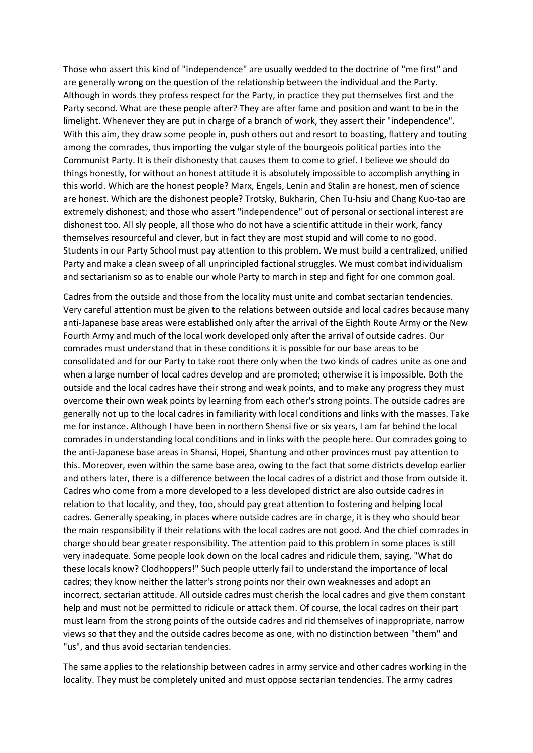Those who assert this kind of "independence" are usually wedded to the doctrine of "me first" and are generally wrong on the question of the relationship between the individual and the Party. Although in words they profess respect for the Party, in practice they put themselves first and the Party second. What are these people after? They are after fame and position and want to be in the limelight. Whenever they are put in charge of a branch of work, they assert their "independence". With this aim, they draw some people in, push others out and resort to boasting, flattery and touting among the comrades, thus importing the vulgar style of the bourgeois political parties into the Communist Party. It is their dishonesty that causes them to come to grief. I believe we should do things honestly, for without an honest attitude it is absolutely impossible to accomplish anything in this world. Which are the honest people? Marx, Engels, Lenin and Stalin are honest, men of science are honest. Which are the dishonest people? Trotsky, Bukharin, Chen Tu-hsiu and Chang Kuo-tao are extremely dishonest; and those who assert "independence" out of personal or sectional interest are dishonest too. All sly people, all those who do not have a scientific attitude in their work, fancy themselves resourceful and clever, but in fact they are most stupid and will come to no good. Students in our Party School must pay attention to this problem. We must build a centralized, unified Party and make a clean sweep of all unprincipled factional struggles. We must combat individualism and sectarianism so as to enable our whole Party to march in step and fight for one common goal.

Cadres from the outside and those from the locality must unite and combat sectarian tendencies. Very careful attention must be given to the relations between outside and local cadres because many anti-Japanese base areas were established only after the arrival of the Eighth Route Army or the New Fourth Army and much of the local work developed only after the arrival of outside cadres. Our comrades must understand that in these conditions it is possible for our base areas to be consolidated and for our Party to take root there only when the two kinds of cadres unite as one and when a large number of local cadres develop and are promoted; otherwise it is impossible. Both the outside and the local cadres have their strong and weak points, and to make any progress they must overcome their own weak points by learning from each other's strong points. The outside cadres are generally not up to the local cadres in familiarity with local conditions and links with the masses. Take me for instance. Although I have been in northern Shensi five or six years, I am far behind the local comrades in understanding local conditions and in links with the people here. Our comrades going to the anti-Japanese base areas in Shansi, Hopei, Shantung and other provinces must pay attention to this. Moreover, even within the same base area, owing to the fact that some districts develop earlier and others later, there is a difference between the local cadres of a district and those from outside it. Cadres who come from a more developed to a less developed district are also outside cadres in relation to that locality, and they, too, should pay great attention to fostering and helping local cadres. Generally speaking, in places where outside cadres are in charge, it is they who should bear the main responsibility if their relations with the local cadres are not good. And the chief comrades in charge should bear greater responsibility. The attention paid to this problem in some places is still very inadequate. Some people look down on the local cadres and ridicule them, saying, "What do these locals know? Clodhoppers!" Such people utterly fail to understand the importance of local cadres; they know neither the latter's strong points nor their own weaknesses and adopt an incorrect, sectarian attitude. All outside cadres must cherish the local cadres and give them constant help and must not be permitted to ridicule or attack them. Of course, the local cadres on their part must learn from the strong points of the outside cadres and rid themselves of inappropriate, narrow views so that they and the outside cadres become as one, with no distinction between "them" and "us", and thus avoid sectarian tendencies.

The same applies to the relationship between cadres in army service and other cadres working in the locality. They must be completely united and must oppose sectarian tendencies. The army cadres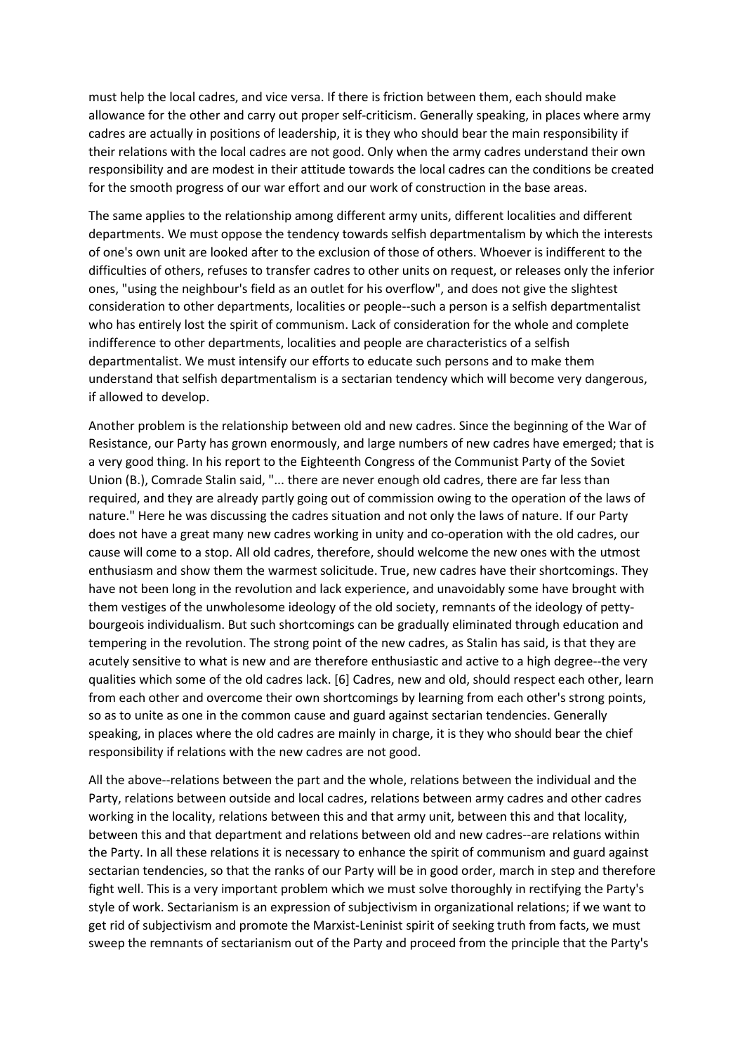must help the local cadres, and vice versa. If there is friction between them, each should make allowance for the other and carry out proper self-criticism. Generally speaking, in places where army cadres are actually in positions of leadership, it is they who should bear the main responsibility if their relations with the local cadres are not good. Only when the army cadres understand their own responsibility and are modest in their attitude towards the local cadres can the conditions be created for the smooth progress of our war effort and our work of construction in the base areas.

The same applies to the relationship among different army units, different localities and different departments. We must oppose the tendency towards selfish departmentalism by which the interests of one's own unit are looked after to the exclusion of those of others. Whoever is indifferent to the difficulties of others, refuses to transfer cadres to other units on request, or releases only the inferior ones, "using the neighbour's field as an outlet for his overflow", and does not give the slightest consideration to other departments, localities or people--such a person is a selfish departmentalist who has entirely lost the spirit of communism. Lack of consideration for the whole and complete indifference to other departments, localities and people are characteristics of a selfish departmentalist. We must intensify our efforts to educate such persons and to make them understand that selfish departmentalism is a sectarian tendency which will become very dangerous, if allowed to develop.

Another problem is the relationship between old and new cadres. Since the beginning of the War of Resistance, our Party has grown enormously, and large numbers of new cadres have emerged; that is a very good thing. In his report to the Eighteenth Congress of the Communist Party of the Soviet Union (B.), Comrade Stalin said, "... there are never enough old cadres, there are far less than required, and they are already partly going out of commission owing to the operation of the laws of nature." Here he was discussing the cadres situation and not only the laws of nature. If our Party does not have a great many new cadres working in unity and co-operation with the old cadres, our cause will come to a stop. All old cadres, therefore, should welcome the new ones with the utmost enthusiasm and show them the warmest solicitude. True, new cadres have their shortcomings. They have not been long in the revolution and lack experience, and unavoidably some have brought with them vestiges of the unwholesome ideology of the old society, remnants of the ideology of petty-bourgeois individualism. But such shortcomings can be gradually eliminated through education and tempering in the revolution. The strong point of the new cadres, as Stalin has said, is that they are acutely sensitive to what is new and are therefore enthusiastic and active to a high degree--the very qualities which some of the old cadres lack. [6] Cadres, new and old, should respect each other, learn from each other and overcome their own shortcomings by learning from each other's strong points, so as to unite as one in the common cause and guard against sectarian tendencies. Generally speaking, in places where the old cadres are mainly in charge, it is they who should bear the chief responsibility if relations with the new cadres are not good.

All the above--relations between the part and the whole, relations between the individual and the Party, relations between outside and local cadres, relations between army cadres and other cadres working in the locality, relations between this and that army unit, between this and that locality, between this and that department and relations between old and new cadres--are relations within the Party. In all these relations it is necessary to enhance the spirit of communism and guard against sectarian tendencies, so that the ranks of our Party will be in good order, march in step and therefore fight well. This is a very important problem which we must solve thoroughly in rectifying the Party's style of work. Sectarianism is an expression of subjectivism in organizational relations; if we want to get rid of subjectivism and promote the Marxist-Leninist spirit of seeking truth from facts, we must sweep the remnants of sectarianism out of the Party and proceed from the principle that the Party's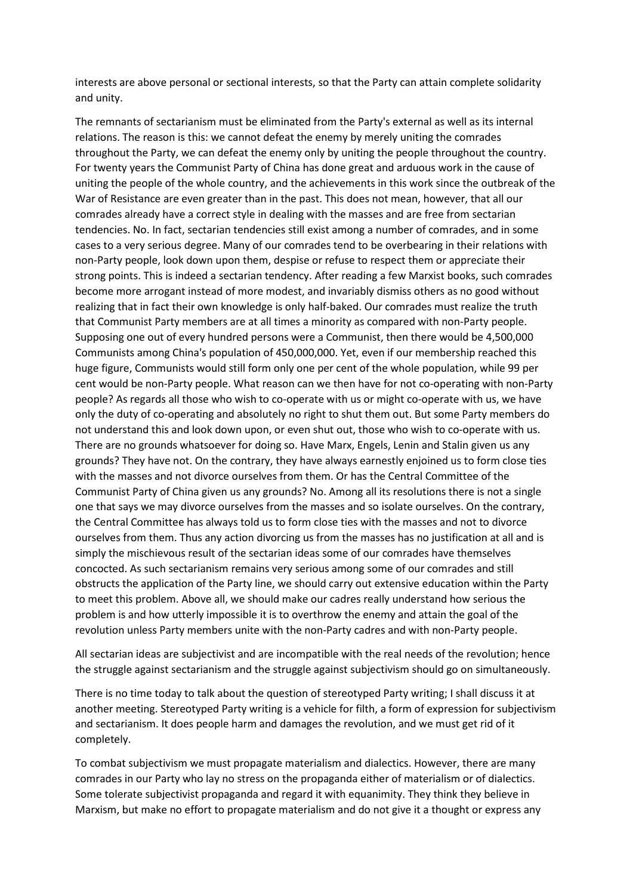interests are above personal or sectional interests, so that the Party can attain complete solidarity and unity.

The remnants of sectarianism must be eliminated from the Party's external as well as its internal relations. The reason is this: we cannot defeat the enemy by merely uniting the comrades throughout the Party, we can defeat the enemy only by uniting the people throughout the country. For twenty years the Communist Party of China has done great and arduous work in the cause of uniting the people of the whole country, and the achievements in this work since the outbreak of the War of Resistance are even greater than in the past. This does not mean, however, that all our comrades already have a correct style in dealing with the masses and are free from sectarian tendencies. No. In fact, sectarian tendencies still exist among a number of comrades, and in some cases to a very serious degree. Many of our comrades tend to be overbearing in their relations with non-Party people, look down upon them, despise or refuse to respect them or appreciate their strong points. This is indeed a sectarian tendency. After reading a few Marxist books, such comrades become more arrogant instead of more modest, and invariably dismiss others as no good without realizing that in fact their own knowledge is only half-baked. Our comrades must realize the truth that Communist Party members are at all times a minority as compared with non-Party people. Supposing one out of every hundred persons were a Communist, then there would be 4,500,000 Communists among China's population of 450,000,000. Yet, even if our membership reached this huge figure, Communists would still form only one per cent of the whole population, while 99 per cent would be non-Party people. What reason can we then have for not co-operating with non-Party people? As regards all those who wish to co-operate with us or might co-operate with us, we have only the duty of co-operating and absolutely no right to shut them out. But some Party members do not understand this and look down upon, or even shut out, those who wish to co-operate with us. There are no grounds whatsoever for doing so. Have Marx, Engels, Lenin and Stalin given us any grounds? They have not. On the contrary, they have always earnestly enjoined us to form close ties with the masses and not divorce ourselves from them. Or has the Central Committee of the Communist Party of China given us any grounds? No. Among all its resolutions there is not a single one that says we may divorce ourselves from the masses and so isolate ourselves. On the contrary, the Central Committee has always told us to form close ties with the masses and not to divorce ourselves from them. Thus any action divorcing us from the masses has no justification at all and is simply the mischievous result of the sectarian ideas some of our comrades have themselves concocted. As such sectarianism remains very serious among some of our comrades and still obstructs the application of the Party line, we should carry out extensive education within the Party to meet this problem. Above all, we should make our cadres really understand how serious the problem is and how utterly impossible it is to overthrow the enemy and attain the goal of the revolution unless Party members unite with the non-Party cadres and with non-Party people.

All sectarian ideas are subjectivist and are incompatible with the real needs of the revolution; hence the struggle against sectarianism and the struggle against subjectivism should go on simultaneously.

There is no time today to talk about the question of stereotyped Party writing; I shall discuss it at another meeting. Stereotyped Party writing is a vehicle for filth, a form of expression for subjectivism and sectarianism. It does people harm and damages the revolution, and we must get rid of it completely.

To combat subjectivism we must propagate materialism and dialectics. However, there are many comrades in our Party who lay no stress on the propaganda either of materialism or of dialectics. Some tolerate subjectivist propaganda and regard it with equanimity. They think they believe in Marxism, but make no effort to propagate materialism and do not give it a thought or express any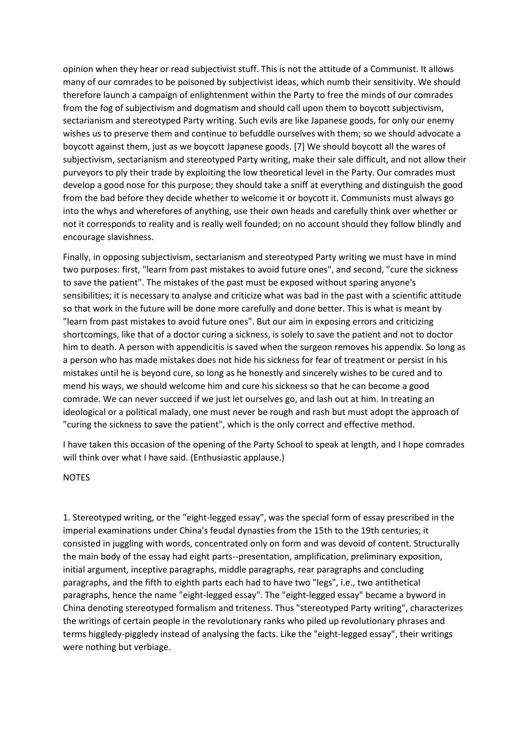opinion when they hear or read subjectivist stuff. This is not the attitude of a Communist. It allows many of our comrades to be poisoned by subjectivist ideas, which numb their sensitivity. We should therefore launch a campaign of enlightenment within the Party to free the minds of our comrades from the fog of subjectivism and dogmatism and should call upon them to boycott subjectivism, sectarianism and stereotyped Party writing. Such evils are like Japanese goods, for only our enemy wishes us to preserve them and continue to befuddle ourselves with them; so we should advocate a boycott against them, just as we boycott Japanese goods. [7] We should boycott all the wares of subjectivism, sectarianism and stereotyped Party writing, make their sale difficult, and not allow their purveyors to ply their trade by exploiting the low theoretical level in the Party. Our comrades must develop a good nose for this purpose; they should take a sniff at everything and distinguish the good from the bad before they decide whether to welcome it or boycott it. Communists must always go into the whys and wherefores of anything, use their own heads and carefully think over whether or not it corresponds to reality and is really well founded; on no account should they follow blindly and encourage slavishness.

Finally, in opposing subjectivism, sectarianism and stereotyped Party writing we must have in mind two purposes: first, "learn from past mistakes to avoid future ones", and second, "cure the sickness to save the patient". The mistakes of the past must be exposed without sparing anyone's sensibilities; it is necessary to analyse and criticize what was bad in the past with a scientific attitude so that work in the future will be done more carefully and done better. This is what is meant by "learn from past mistakes to avoid future ones". But our aim in exposing errors and criticizing shortcomings, like that of a doctor curing a sickness, is solely to save the patient and not to doctor him to death. A person with appendicitis is saved when the surgeon removes his appendix. So long as a person who has made mistakes does not hide his sickness for fear of treatment or persist in his mistakes until he is beyond cure, so long as he honestly and sincerely wishes to be cured and to mend his ways, we should welcome him and cure his sickness so that he can become a good comrade. We can never succeed if we just let ourselves go, and lash out at him. In treating an ideological or a political malady, one must never be rough and rash but must adopt the approach of "curing the sickness to save the patient", which is the only correct and effective method.

I have taken this occasion of the opening of the Party School to speak at length, and I hope comrades will think over what I have said. (Enthusiastic applause.)

NOTES

1. Stereotyped writing, or the "eight-legged essay", was the special form of essay prescribed in the imperial examinations under China's feudal dynasties from the 15th to the 19th centuries; it consisted in juggling with words, concentrated only on form and was devoid of content. Structurally the main body of the essay had eight parts--presentation, amplification, preliminary exposition, initial argument, inceptive paragraphs, middle paragraphs, rear paragraphs and concluding paragraphs, and the fifth to eighth parts each had to have two "legs", i.e., two antithetical paragraphs, hence the name "eight-legged essay". The "eight-legged essay" became a byword in China denoting stereotyped formalism and triteness. Thus "stereotyped Party writing", characterizes the writings of certain people in the revolutionary ranks who piled up revolutionary phrases and terms higgledy-piggledy instead of analysing the facts. Like the "eight-legged essay", their writings were nothing but verbiage.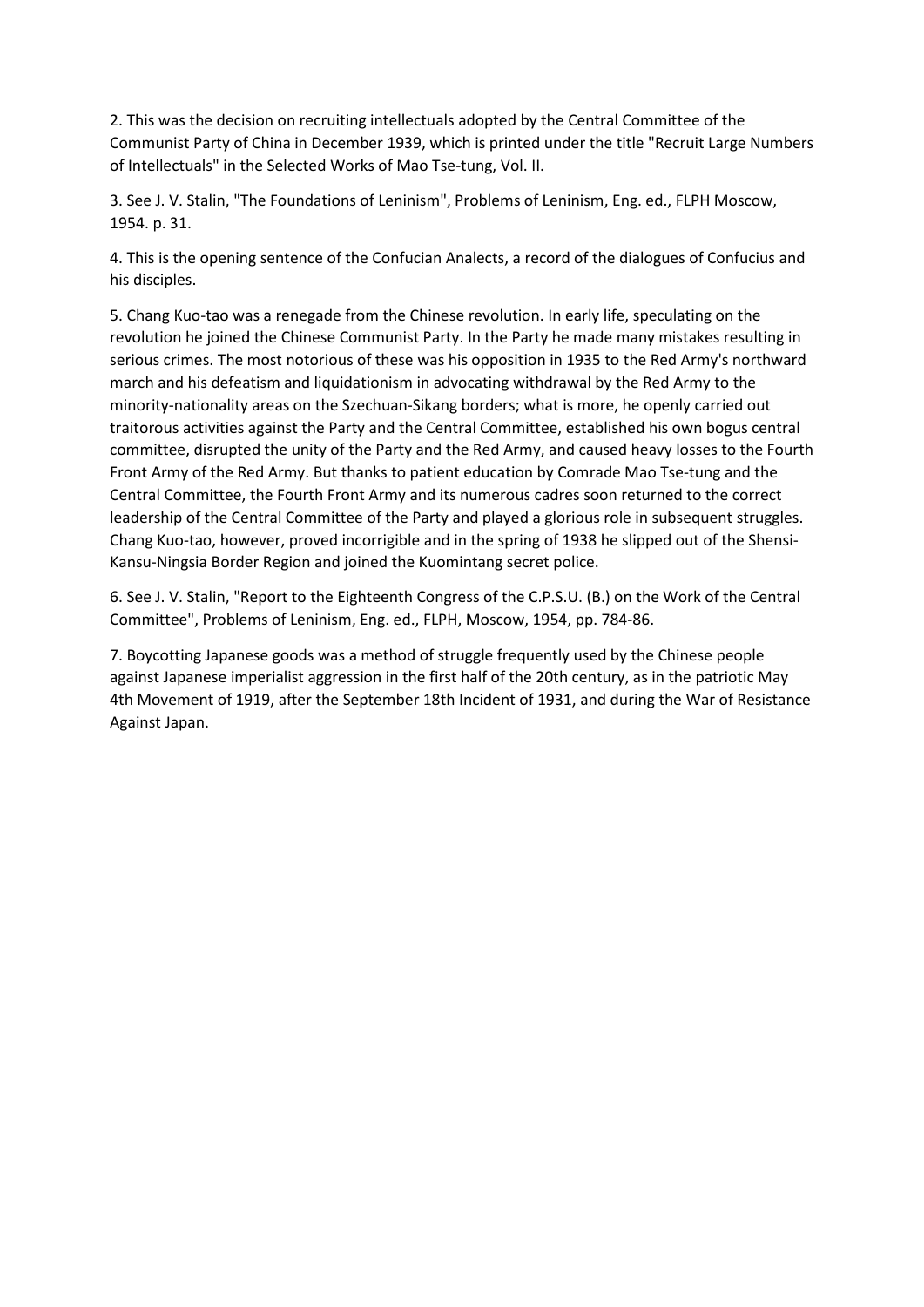2. This was the decision on recruiting intellectuals adopted by the Central Committee of the Communist Party of China in December 1939, which is printed under the title "Recruit Large Numbers of Intellectuals" in the Selected Works of Mao Tse-tung, Vol. II.

3. See J. V. Stalin, "The Foundations of Leninism", Problems of Leninism, Eng. ed., FLPH Moscow, 1954. p. 31.

4. This is the opening sentence of the Confucian Analects, a record of the dialogues of Confucius and his disciples.

5. Chang Kuo-tao was a renegade from the Chinese revolution. In early life, speculating on the revolution he joined the Chinese Communist Party. In the Party he made many mistakes resulting in serious crimes. The most notorious of these was his opposition in 1935 to the Red Army's northward march and his defeatism and liquidationism in advocating withdrawal by the Red Army to the minority-nationality areas on the Szechuan-Sikang borders; what is more, he openly carried out traitorous activities against the Party and the Central Committee, established his own bogus central committee, disrupted the unity of the Party and the Red Army, and caused heavy losses to the Fourth Front Army of the Red Army. But thanks to patient education by Comrade Mao Tse-tung and the Central Committee, the Fourth Front Army and its numerous cadres soon returned to the correct leadership of the Central Committee of the Party and played a glorious role in subsequent struggles. Chang Kuo-tao, however, proved incorrigible and in the spring of 1938 he slipped out of the Shensi-Kansu-Ningsia Border Region and joined the Kuomintang secret police.

6. See J. V. Stalin, "Report to the Eighteenth Congress of the C.P.S.U. (B.) on the Work of the Central Committee", Problems of Leninism, Eng. ed., FLPH, Moscow, 1954, pp. 784-86.

7. Boycotting Japanese goods was a method of struggle frequently used by the Chinese people against Japanese imperialist aggression in the first half of the 20th century, as in the patriotic May 4th Movement of 1919, after the September 18th Incident of 1931, and during the War of Resistance Against Japan.